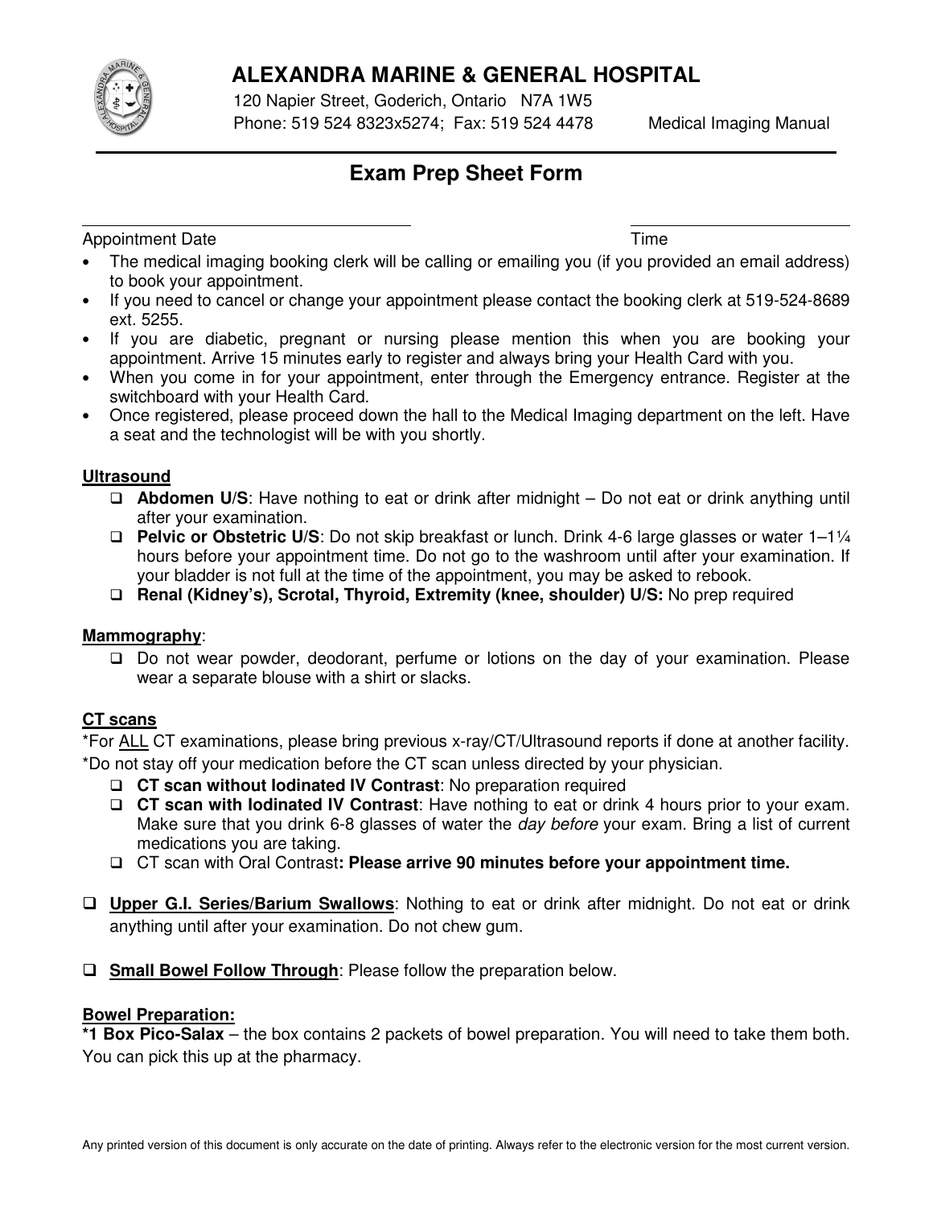# ALEXANDRA MARINE & GENERAL HOSPITAL

120 Napier Street, Goderich, Ontario N7A 1W5
Phone: 519 524 8323x5274; Fax: 519 524 4478 Medical Imaging Manual

## Exam Prep Sheet Form

Appointment Date ______________________ Time ______________

- The medical imaging booking clerk will be calling or emailing you (if you provided an email address) to book your appointment.
- If you need to cancel or change your appointment please contact the booking clerk at 519-524-8689 ext. 5255.
- If you are diabetic, pregnant or nursing please mention this when you are booking your appointment. Arrive 15 minutes early to register and always bring your Health Card with you.
- When you come in for your appointment, enter through the Emergency entrance. Register at the switchboard with your Health Card.
- Once registered, please proceed down the hall to the Medical Imaging department on the left. Have a seat and the technologist will be with you shortly.

### Ultrasound

- ❑ **Abdomen U/S**: Have nothing to eat or drink after midnight – Do not eat or drink anything until after your examination.
- ❑ **Pelvic or Obstetric U/S**: Do not skip breakfast or lunch. Drink 4-6 large glasses or water 1–1¼ hours before your appointment time. Do not go to the washroom until after your examination. If your bladder is not full at the time of the appointment, you may be asked to rebook.
- ❑ **Renal (Kidney's), Scrotal, Thyroid, Extremity (knee, shoulder) U/S:** No prep required

### Mammography:

- ❑ Do not wear powder, deodorant, perfume or lotions on the day of your examination. Please wear a separate blouse with a shirt or slacks.

### CT scans

*For ALL CT examinations, please bring previous x-ray/CT/Ultrasound reports if done at another facility.
*Do not stay off your medication before the CT scan unless directed by your physician.

- ❑ **CT scan without Iodinated IV Contrast**: No preparation required
- ❑ **CT scan with Iodinated IV Contrast**: Have nothing to eat or drink 4 hours prior to your exam. Make sure that you drink 6-8 glasses of water the *day before* your exam. Bring a list of current medications you are taking.
- ❑ CT scan with Oral Contrast**: Please arrive 90 minutes before your appointment time.**

❑ **Upper G.I. Series/Barium Swallows**: Nothing to eat or drink after midnight. Do not eat or drink anything until after your examination. Do not chew gum.

❑ **Small Bowel Follow Through**: Please follow the preparation below.

### Bowel Preparation:

**\*1 Box Pico-Salax** – the box contains 2 packets of bowel preparation. You will need to take them both. You can pick this up at the pharmacy.

Any printed version of this document is only accurate on the date of printing. Always refer to the electronic version for the most current version.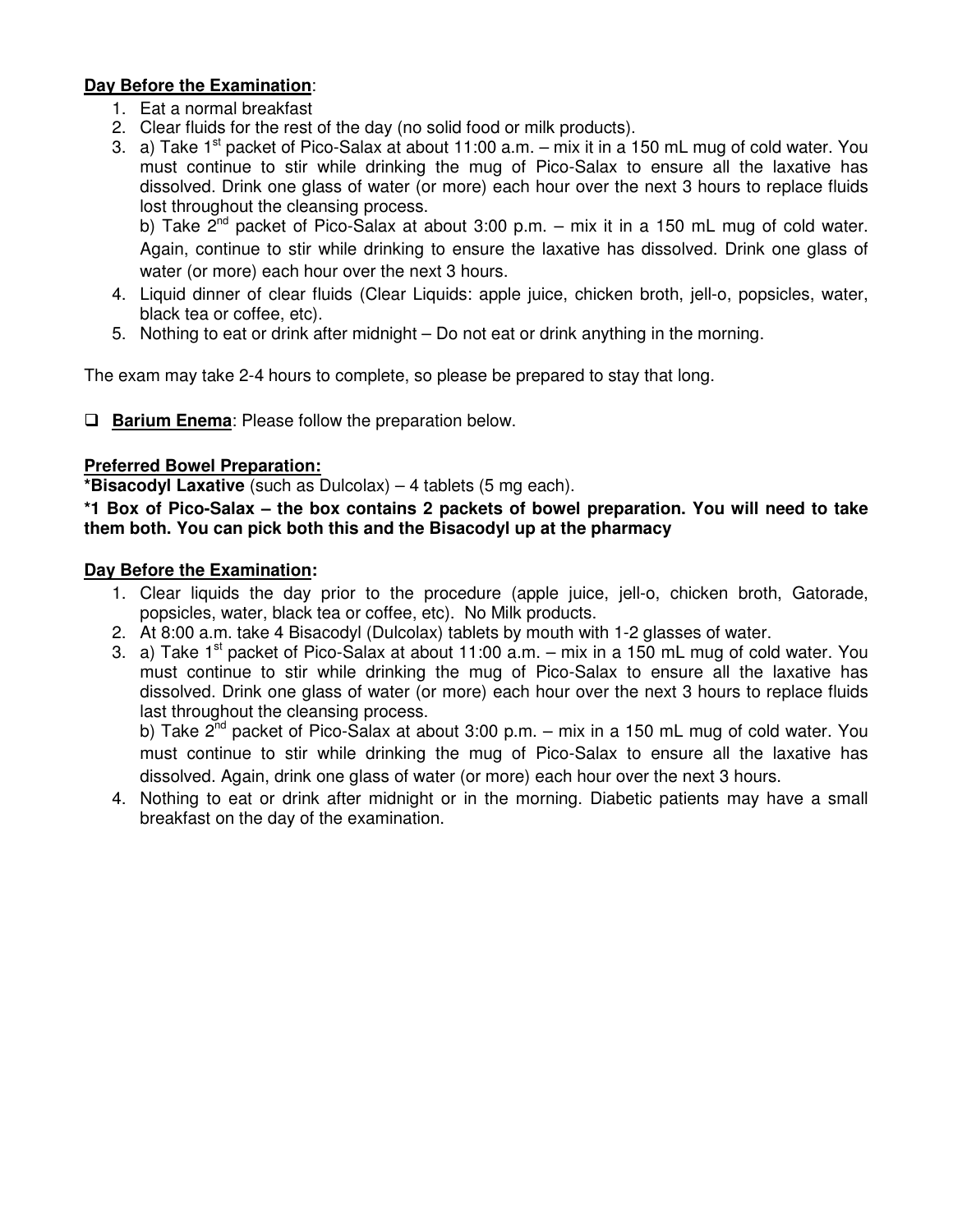**Day Before the Examination**:

1. Eat a normal breakfast
2. Clear fluids for the rest of the day (no solid food or milk products).
3. a) Take 1st packet of Pico-Salax at about 11:00 a.m. – mix it in a 150 mL mug of cold water. You must continue to stir while drinking the mug of Pico-Salax to ensure all the laxative has dissolved. Drink one glass of water (or more) each hour over the next 3 hours to replace fluids lost throughout the cleansing process.

   b) Take 2nd packet of Pico-Salax at about 3:00 p.m. – mix it in a 150 mL mug of cold water. Again, continue to stir while drinking to ensure the laxative has dissolved. Drink one glass of water (or more) each hour over the next 3 hours.
4. Liquid dinner of clear fluids (Clear Liquids: apple juice, chicken broth, jell-o, popsicles, water, black tea or coffee, etc).
5. Nothing to eat or drink after midnight – Do not eat or drink anything in the morning.

The exam may take 2-4 hours to complete, so please be prepared to stay that long.

- [ ] **Barium Enema**: Please follow the preparation below.

**Preferred Bowel Preparation:**

***Bisacodyl Laxative** (such as Dulcolax) – 4 tablets (5 mg each).

**\*1 Box of Pico-Salax – the box contains 2 packets of bowel preparation. You will need to take them both. You can pick both this and the Bisacodyl up at the pharmacy**

**Day Before the Examination:**

1. Clear liquids the day prior to the procedure (apple juice, jell-o, chicken broth, Gatorade, popsicles, water, black tea or coffee, etc). No Milk products.
2. At 8:00 a.m. take 4 Bisacodyl (Dulcolax) tablets by mouth with 1-2 glasses of water.
3. a) Take 1st packet of Pico-Salax at about 11:00 a.m. – mix in a 150 mL mug of cold water. You must continue to stir while drinking the mug of Pico-Salax to ensure all the laxative has dissolved. Drink one glass of water (or more) each hour over the next 3 hours to replace fluids last throughout the cleansing process.

   b) Take 2nd packet of Pico-Salax at about 3:00 p.m. – mix in a 150 mL mug of cold water. You must continue to stir while drinking the mug of Pico-Salax to ensure all the laxative has dissolved. Again, drink one glass of water (or more) each hour over the next 3 hours.
4. Nothing to eat or drink after midnight or in the morning. Diabetic patients may have a small breakfast on the day of the examination.